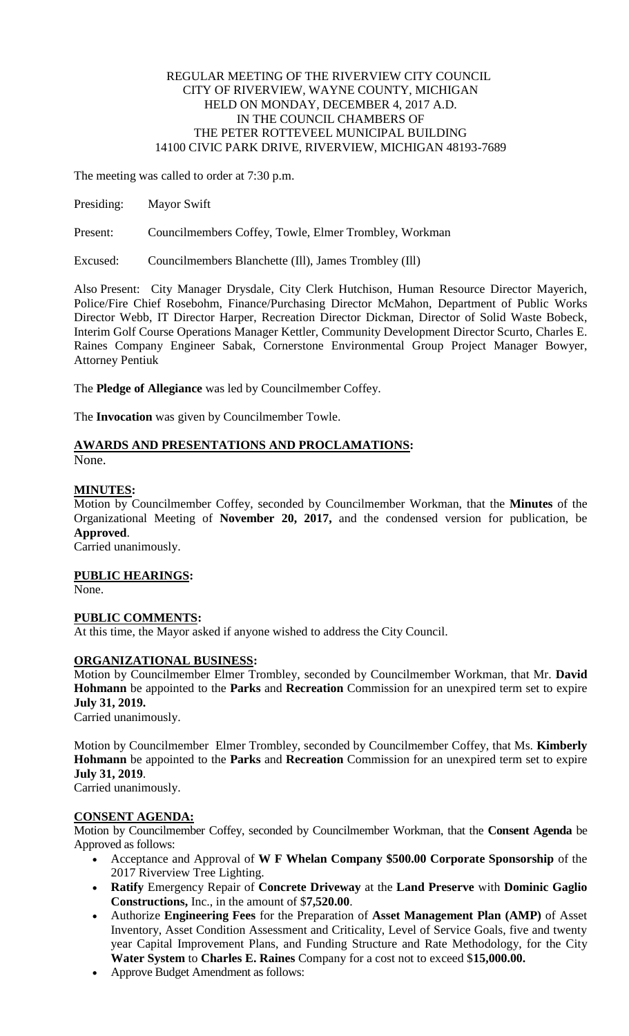REGULAR MEETING OF THE RIVERVIEW CITY COUNCIL
CITY OF RIVERVIEW, WAYNE COUNTY, MICHIGAN
HELD ON MONDAY, DECEMBER 4, 2017 A.D.
IN THE COUNCIL CHAMBERS OF
THE PETER ROTTEVEEL MUNICIPAL BUILDING
14100 CIVIC PARK DRIVE, RIVERVIEW, MICHIGAN 48193-7689

The meeting was called to order at 7:30 p.m.

Presiding: Mayor Swift

Present: Councilmembers Coffey, Towle, Elmer Trombley, Workman

Excused: Councilmembers Blanchette (Ill), James Trombley (Ill)

Also Present: City Manager Drysdale, City Clerk Hutchison, Human Resource Director Mayerich, Police/Fire Chief Rosebohm, Finance/Purchasing Director McMahon, Department of Public Works Director Webb, IT Director Harper, Recreation Director Dickman, Director of Solid Waste Bobeck, Interim Golf Course Operations Manager Kettler, Community Development Director Scurto, Charles E. Raines Company Engineer Sabak, Cornerstone Environmental Group Project Manager Bowyer, Attorney Pentiuk

The **Pledge of Allegiance** was led by Councilmember Coffey.

The **Invocation** was given by Councilmember Towle.

**AWARDS AND PRESENTATIONS AND PROCLAMATIONS:**
None.

**MINUTES:**
Motion by Councilmember Coffey, seconded by Councilmember Workman, that the **Minutes** of the Organizational Meeting of **November 20, 2017,** and the condensed version for publication, be **Approved**.
Carried unanimously.

**PUBLIC HEARINGS:**
None.

**PUBLIC COMMENTS:**
At this time, the Mayor asked if anyone wished to address the City Council.

**ORGANIZATIONAL BUSINESS:**
Motion by Councilmember Elmer Trombley, seconded by Councilmember Workman, that Mr. **David Hohmann** be appointed to the **Parks** and **Recreation** Commission for an unexpired term set to expire **July 31, 2019.**
Carried unanimously.

Motion by Councilmember Elmer Trombley, seconded by Councilmember Coffey, that Ms. **Kimberly Hohmann** be appointed to the **Parks** and **Recreation** Commission for an unexpired term set to expire **July 31, 2019**.
Carried unanimously.

**CONSENT AGENDA:**
Motion by Councilmember Coffey, seconded by Councilmember Workman, that the **Consent Agenda** be Approved as follows:

- Acceptance and Approval of **W F Whelan Company $500.00 Corporate Sponsorship** of the 2017 Riverview Tree Lighting.
- **Ratify** Emergency Repair of **Concrete Driveway** at the **Land Preserve** with **Dominic Gaglio Constructions,** Inc., in the amount of $**7,520.00**.
- Authorize **Engineering Fees** for the Preparation of **Asset Management Plan (AMP)** of Asset Inventory, Asset Condition Assessment and Criticality, Level of Service Goals, five and twenty year Capital Improvement Plans, and Funding Structure and Rate Methodology, for the City **Water System** to **Charles E. Raines** Company for a cost not to exceed $**15,000.00.**
- Approve Budget Amendment as follows: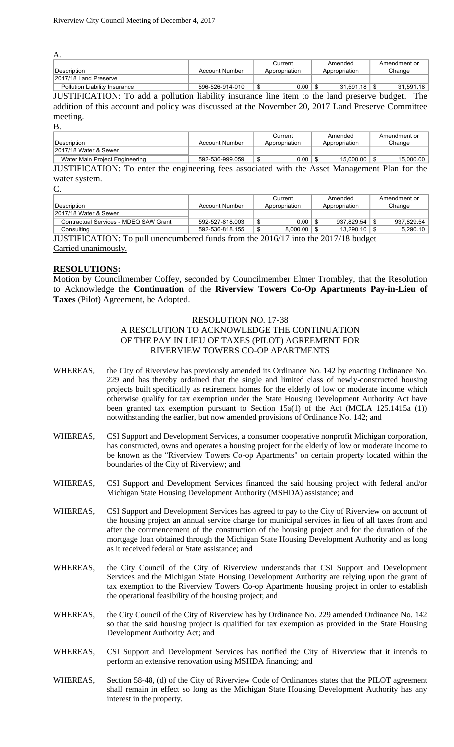A.

| Description | Account Number | Current Appropriation | Amended Appropriation | Amendment or Change |
|---|---|---|---|---|
| 2017/18 Land Preserve | | | | |
| Pollution Liability Insurance | 596-526-914-010 | $ 0.00 | $ 31,591.18 | $ 31,591.18 |

JUSTIFICATION: To add a pollution liability insurance line item to the land preserve budget. The addition of this account and policy was discussed at the November 20, 2017 Land Preserve Committee meeting.

B.

| Description | Account Number | Current Appropriation | Amended Appropriation | Amendment or Change |
|---|---|---|---|---|
| 2017/18 Water & Sewer | | | | |
| Water Main Project Engineering | 592-536-999.059 | $ 0.00 | $ 15,000.00 | $ 15,000.00 |

JUSTIFICATION: To enter the engineering fees associated with the Asset Management Plan for the water system.

C.

| Description | Account Number | Current Appropriation | Amended Appropriation | Amendment or Change |
|---|---|---|---|---|
| 2017/18 Water & Sewer | | | | |
| Contractual Services - MDEQ SAW Grant | 592-527-818.003 | $ 0.00 | $ 937,829.54 | $ 937,829.54 |
| Consulting | 592-536-818.155 | $ 8,000.00 | $ 13,290.10 | $ 5,290.10 |

JUSTIFICATION: To pull unencumbered funds from the 2016/17 into the 2017/18 budget

Carried unanimously.

## RESOLUTIONS:

Motion by Councilmember Coffey, seconded by Councilmember Elmer Trombley, that the Resolution to Acknowledge the **Continuation** of the **Riverview Towers Co-Op Apartments Pay-in-Lieu of Taxes** (Pilot) Agreement, be Adopted.

RESOLUTION NO. 17-38
A RESOLUTION TO ACKNOWLEDGE THE CONTINUATION
OF THE PAY IN LIEU OF TAXES (PILOT) AGREEMENT FOR
RIVERVIEW TOWERS CO-OP APARTMENTS

WHEREAS, the City of Riverview has previously amended its Ordinance No. 142 by enacting Ordinance No. 229 and has thereby ordained that the single and limited class of newly-constructed housing projects built specifically as retirement homes for the elderly of low or moderate income which otherwise qualify for tax exemption under the State Housing Development Authority Act have been granted tax exemption pursuant to Section 15a(1) of the Act (MCLA 125.1415a (1)) notwithstanding the earlier, but now amended provisions of Ordinance No. 142; and

WHEREAS, CSI Support and Development Services, a consumer cooperative nonprofit Michigan corporation, has constructed, owns and operates a housing project for the elderly of low or moderate income to be known as the "Riverview Towers Co-op Apartments" on certain property located within the boundaries of the City of Riverview; and

WHEREAS, CSI Support and Development Services financed the said housing project with federal and/or Michigan State Housing Development Authority (MSHDA) assistance; and

WHEREAS, CSI Support and Development Services has agreed to pay to the City of Riverview on account of the housing project an annual service charge for municipal services in lieu of all taxes from and after the commencement of the construction of the housing project and for the duration of the mortgage loan obtained through the Michigan State Housing Development Authority and as long as it received federal or State assistance; and

WHEREAS, the City Council of the City of Riverview understands that CSI Support and Development Services and the Michigan State Housing Development Authority are relying upon the grant of tax exemption to the Riverview Towers Co-op Apartments housing project in order to establish the operational feasibility of the housing project; and

WHEREAS, the City Council of the City of Riverview has by Ordinance No. 229 amended Ordinance No. 142 so that the said housing project is qualified for tax exemption as provided in the State Housing Development Authority Act; and

WHEREAS, CSI Support and Development Services has notified the City of Riverview that it intends to perform an extensive renovation using MSHDA financing; and

WHEREAS, Section 58-48, (d) of the City of Riverview Code of Ordinances states that the PILOT agreement shall remain in effect so long as the Michigan State Housing Development Authority has any interest in the property.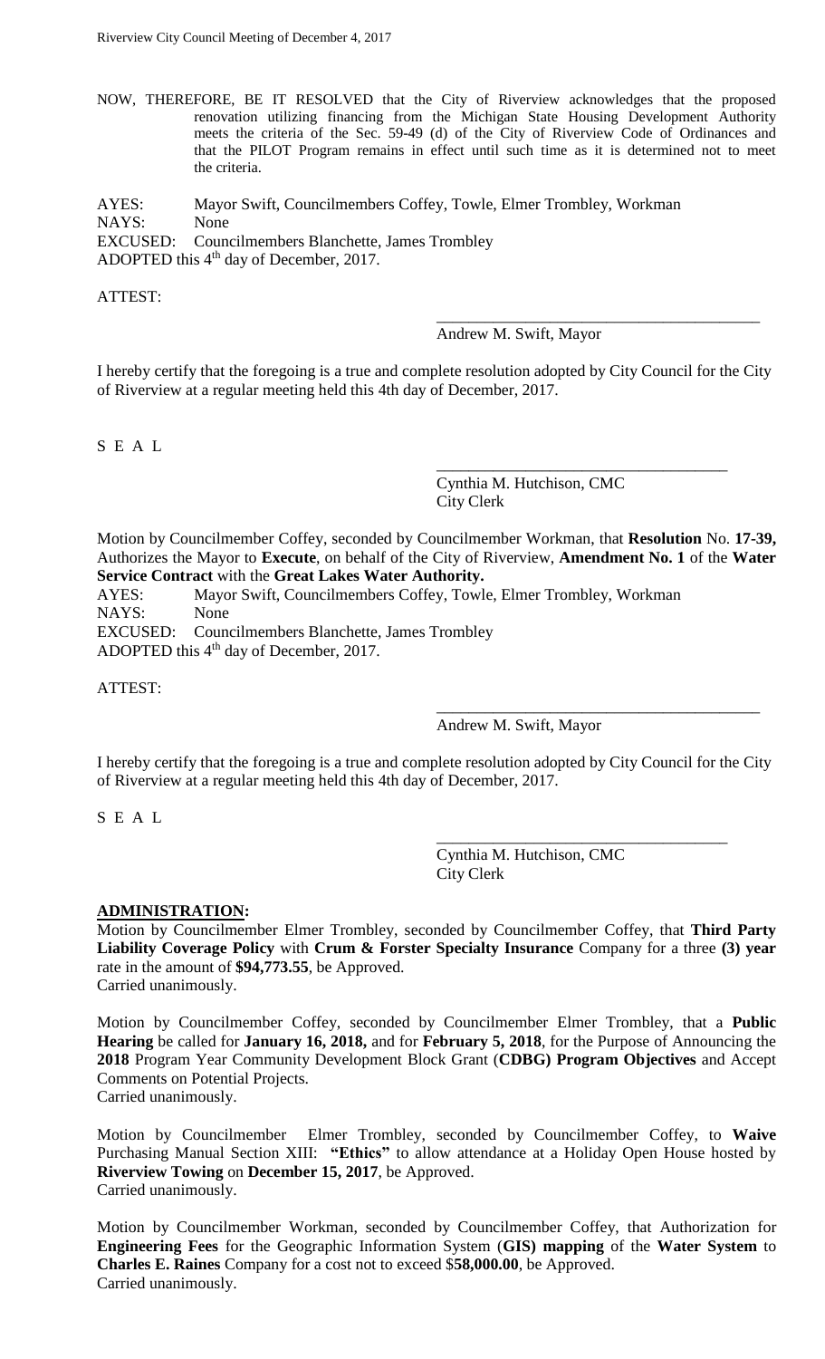NOW, THEREFORE, BE IT RESOLVED that the City of Riverview acknowledges that the proposed renovation utilizing financing from the Michigan State Housing Development Authority meets the criteria of the Sec. 59-49 (d) of the City of Riverview Code of Ordinances and that the PILOT Program remains in effect until such time as it is determined not to meet the criteria.

AYES: Mayor Swift, Councilmembers Coffey, Towle, Elmer Trombley, Workman
NAYS: None
EXCUSED: Councilmembers Blanchette, James Trombley
ADOPTED this 4th day of December, 2017.

ATTEST:

\_\_\_\_\_\_\_\_\_\_\_\_\_\_\_\_\_\_\_\_\_\_\_\_\_\_\_\_\_\_\_\_\_\_\_\_\_\_\_\_
Andrew M. Swift, Mayor

I hereby certify that the foregoing is a true and complete resolution adopted by City Council for the City of Riverview at a regular meeting held this 4th day of December, 2017.

S E A L

\_\_\_\_\_\_\_\_\_\_\_\_\_\_\_\_\_\_\_\_\_\_\_\_\_\_\_\_\_\_\_\_\_\_\_\_\_\_
Cynthia M. Hutchison, CMC
City Clerk

Motion by Councilmember Coffey, seconded by Councilmember Workman, that **Resolution** No. **17-39,** Authorizes the Mayor to **Execute**, on behalf of the City of Riverview, **Amendment No. 1** of the **Water Service Contract** with the **Great Lakes Water Authority.**

AYES: Mayor Swift, Councilmembers Coffey, Towle, Elmer Trombley, Workman
NAYS: None
EXCUSED: Councilmembers Blanchette, James Trombley
ADOPTED this 4th day of December, 2017.

ATTEST:

\_\_\_\_\_\_\_\_\_\_\_\_\_\_\_\_\_\_\_\_\_\_\_\_\_\_\_\_\_\_\_\_\_\_\_\_\_\_\_\_
Andrew M. Swift, Mayor

I hereby certify that the foregoing is a true and complete resolution adopted by City Council for the City of Riverview at a regular meeting held this 4th day of December, 2017.

S E A L

\_\_\_\_\_\_\_\_\_\_\_\_\_\_\_\_\_\_\_\_\_\_\_\_\_\_\_\_\_\_\_\_\_\_\_\_\_\_
Cynthia M. Hutchison, CMC
City Clerk

**ADMINISTRATION:**

Motion by Councilmember Elmer Trombley, seconded by Councilmember Coffey, that **Third Party Liability Coverage Policy** with **Crum & Forster Specialty Insurance** Company for a three **(3) year** rate in the amount of **$94,773.55**, be Approved.
Carried unanimously.

Motion by Councilmember Coffey, seconded by Councilmember Elmer Trombley, that a **Public Hearing** be called for **January 16, 2018,** and for **February 5, 2018**, for the Purpose of Announcing the **2018** Program Year Community Development Block Grant (**CDBG) Program Objectives** and Accept Comments on Potential Projects.
Carried unanimously.

Motion by Councilmember Elmer Trombley, seconded by Councilmember Coffey, to **Waive** Purchasing Manual Section XIII: **"Ethics"** to allow attendance at a Holiday Open House hosted by **Riverview Towing** on **December 15, 2017**, be Approved.
Carried unanimously.

Motion by Councilmember Workman, seconded by Councilmember Coffey, that Authorization for **Engineering Fees** for the Geographic Information System (**GIS) mapping** of the **Water System** to **Charles E. Raines** Company for a cost not to exceed $**58,000.00**, be Approved.
Carried unanimously.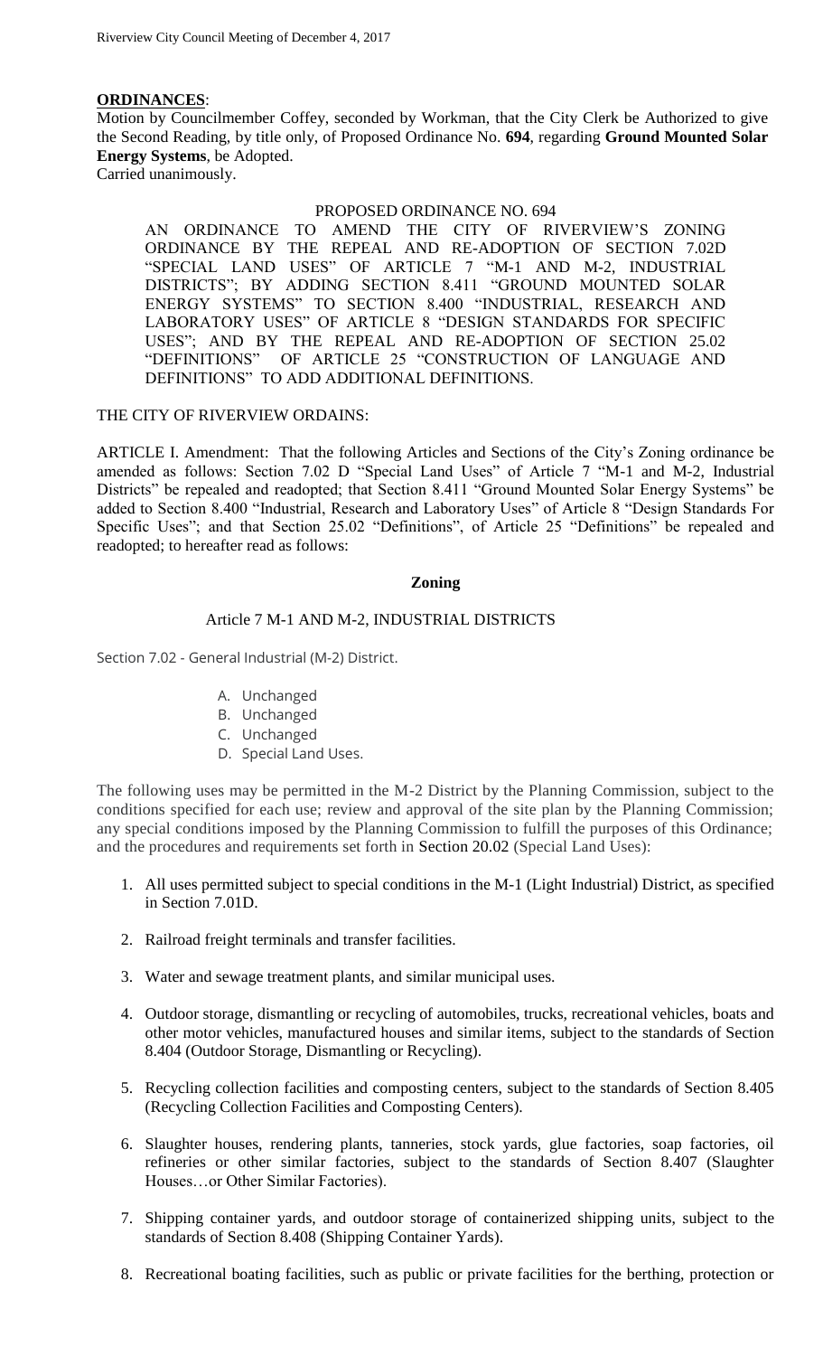## ORDINANCES:

Motion by Councilmember Coffey, seconded by Workman, that the City Clerk be Authorized to give the Second Reading, by title only, of Proposed Ordinance No. **694**, regarding **Ground Mounted Solar Energy Systems**, be Adopted.
Carried unanimously.

PROPOSED ORDINANCE NO. 694

AN ORDINANCE TO AMEND THE CITY OF RIVERVIEW'S ZONING ORDINANCE BY THE REPEAL AND RE-ADOPTION OF SECTION 7.02D "SPECIAL LAND USES" OF ARTICLE 7 "M-1 AND M-2, INDUSTRIAL DISTRICTS"; BY ADDING SECTION 8.411 "GROUND MOUNTED SOLAR ENERGY SYSTEMS" TO SECTION 8.400 "INDUSTRIAL, RESEARCH AND LABORATORY USES" OF ARTICLE 8 "DESIGN STANDARDS FOR SPECIFIC USES"; AND BY THE REPEAL AND RE-ADOPTION OF SECTION 25.02 "DEFINITIONS" OF ARTICLE 25 "CONSTRUCTION OF LANGUAGE AND DEFINITIONS" TO ADD ADDITIONAL DEFINITIONS.

THE CITY OF RIVERVIEW ORDAINS:

ARTICLE I. Amendment: That the following Articles and Sections of the City's Zoning ordinance be amended as follows: Section 7.02 D "Special Land Uses" of Article 7 "M-1 and M-2, Industrial Districts" be repealed and readopted; that Section 8.411 "Ground Mounted Solar Energy Systems" be added to Section 8.400 "Industrial, Research and Laboratory Uses" of Article 8 "Design Standards For Specific Uses"; and that Section 25.02 "Definitions", of Article 25 "Definitions" be repealed and readopted; to hereafter read as follows:

**Zoning**

Article 7 M-1 AND M-2, INDUSTRIAL DISTRICTS

Section 7.02 - General Industrial (M-2) District.

A. Unchanged
B. Unchanged
C. Unchanged
D. Special Land Uses.

The following uses may be permitted in the M-2 District by the Planning Commission, subject to the conditions specified for each use; review and approval of the site plan by the Planning Commission; any special conditions imposed by the Planning Commission to fulfill the purposes of this Ordinance; and the procedures and requirements set forth in Section 20.02 (Special Land Uses):

1. All uses permitted subject to special conditions in the M-1 (Light Industrial) District, as specified in Section 7.01D.
2. Railroad freight terminals and transfer facilities.
3. Water and sewage treatment plants, and similar municipal uses.
4. Outdoor storage, dismantling or recycling of automobiles, trucks, recreational vehicles, boats and other motor vehicles, manufactured houses and similar items, subject to the standards of Section 8.404 (Outdoor Storage, Dismantling or Recycling).
5. Recycling collection facilities and composting centers, subject to the standards of Section 8.405 (Recycling Collection Facilities and Composting Centers).
6. Slaughter houses, rendering plants, tanneries, stock yards, glue factories, soap factories, oil refineries or other similar factories, subject to the standards of Section 8.407 (Slaughter Houses…or Other Similar Factories).
7. Shipping container yards, and outdoor storage of containerized shipping units, subject to the standards of Section 8.408 (Shipping Container Yards).
8. Recreational boating facilities, such as public or private facilities for the berthing, protection or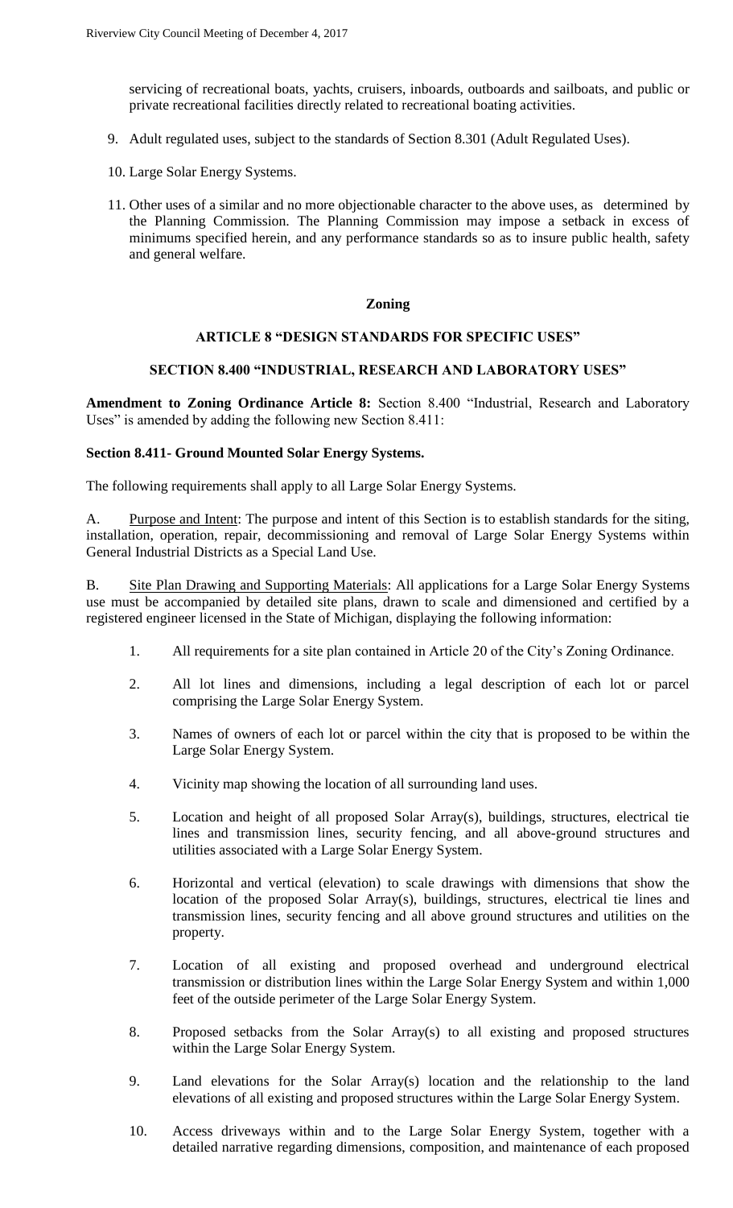servicing of recreational boats, yachts, cruisers, inboards, outboards and sailboats, and public or private recreational facilities directly related to recreational boating activities.

9. Adult regulated uses, subject to the standards of Section 8.301 (Adult Regulated Uses).

10. Large Solar Energy Systems.

11. Other uses of a similar and no more objectionable character to the above uses, as determined by the Planning Commission. The Planning Commission may impose a setback in excess of minimums specified herein, and any performance standards so as to insure public health, safety and general welfare.

**Zoning**

**ARTICLE 8 "DESIGN STANDARDS FOR SPECIFIC USES"**

**SECTION 8.400 "INDUSTRIAL, RESEARCH AND LABORATORY USES"**

**Amendment to Zoning Ordinance Article 8:** Section 8.400 "Industrial, Research and Laboratory Uses" is amended by adding the following new Section 8.411:

**Section 8.411- Ground Mounted Solar Energy Systems.**

The following requirements shall apply to all Large Solar Energy Systems.

A. Purpose and Intent: The purpose and intent of this Section is to establish standards for the siting, installation, operation, repair, decommissioning and removal of Large Solar Energy Systems within General Industrial Districts as a Special Land Use.

B. Site Plan Drawing and Supporting Materials: All applications for a Large Solar Energy Systems use must be accompanied by detailed site plans, drawn to scale and dimensioned and certified by a registered engineer licensed in the State of Michigan, displaying the following information:

1. All requirements for a site plan contained in Article 20 of the City's Zoning Ordinance.

2. All lot lines and dimensions, including a legal description of each lot or parcel comprising the Large Solar Energy System.

3. Names of owners of each lot or parcel within the city that is proposed to be within the Large Solar Energy System.

4. Vicinity map showing the location of all surrounding land uses.

5. Location and height of all proposed Solar Array(s), buildings, structures, electrical tie lines and transmission lines, security fencing, and all above-ground structures and utilities associated with a Large Solar Energy System.

6. Horizontal and vertical (elevation) to scale drawings with dimensions that show the location of the proposed Solar Array(s), buildings, structures, electrical tie lines and transmission lines, security fencing and all above ground structures and utilities on the property.

7. Location of all existing and proposed overhead and underground electrical transmission or distribution lines within the Large Solar Energy System and within 1,000 feet of the outside perimeter of the Large Solar Energy System.

8. Proposed setbacks from the Solar Array(s) to all existing and proposed structures within the Large Solar Energy System.

9. Land elevations for the Solar Array(s) location and the relationship to the land elevations of all existing and proposed structures within the Large Solar Energy System.

10. Access driveways within and to the Large Solar Energy System, together with a detailed narrative regarding dimensions, composition, and maintenance of each proposed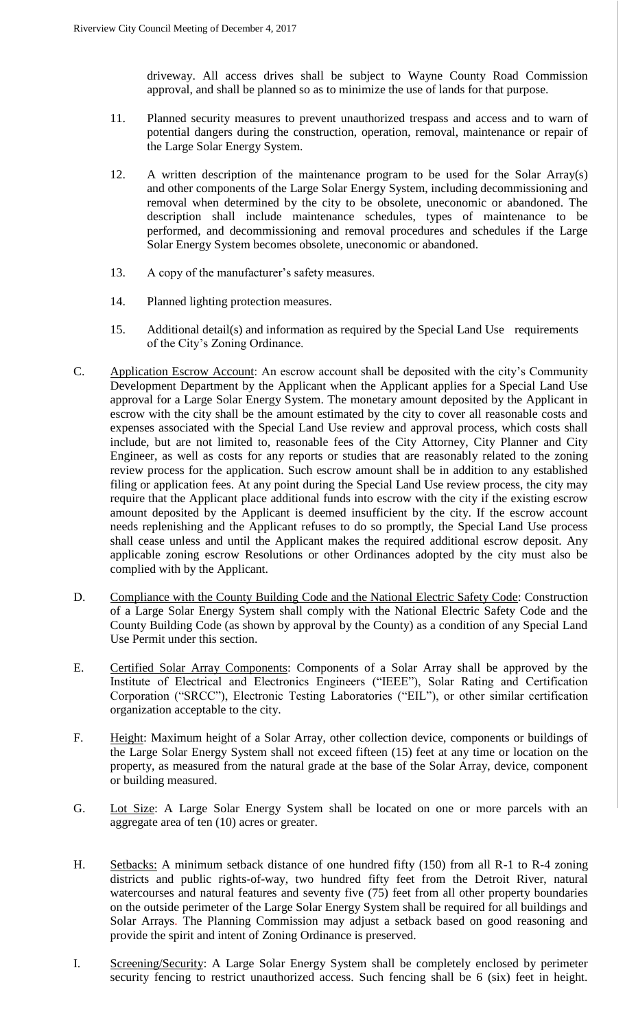driveway. All access drives shall be subject to Wayne County Road Commission approval, and shall be planned so as to minimize the use of lands for that purpose.

11. Planned security measures to prevent unauthorized trespass and access and to warn of potential dangers during the construction, operation, removal, maintenance or repair of the Large Solar Energy System.

12. A written description of the maintenance program to be used for the Solar Array(s) and other components of the Large Solar Energy System, including decommissioning and removal when determined by the city to be obsolete, uneconomic or abandoned. The description shall include maintenance schedules, types of maintenance to be performed, and decommissioning and removal procedures and schedules if the Large Solar Energy System becomes obsolete, uneconomic or abandoned.

13. A copy of the manufacturer's safety measures.

14. Planned lighting protection measures.

15. Additional detail(s) and information as required by the Special Land Use requirements of the City's Zoning Ordinance.

C. Application Escrow Account: An escrow account shall be deposited with the city's Community Development Department by the Applicant when the Applicant applies for a Special Land Use approval for a Large Solar Energy System. The monetary amount deposited by the Applicant in escrow with the city shall be the amount estimated by the city to cover all reasonable costs and expenses associated with the Special Land Use review and approval process, which costs shall include, but are not limited to, reasonable fees of the City Attorney, City Planner and City Engineer, as well as costs for any reports or studies that are reasonably related to the zoning review process for the application. Such escrow amount shall be in addition to any established filing or application fees. At any point during the Special Land Use review process, the city may require that the Applicant place additional funds into escrow with the city if the existing escrow amount deposited by the Applicant is deemed insufficient by the city. If the escrow account needs replenishing and the Applicant refuses to do so promptly, the Special Land Use process shall cease unless and until the Applicant makes the required additional escrow deposit. Any applicable zoning escrow Resolutions or other Ordinances adopted by the city must also be complied with by the Applicant.

D. Compliance with the County Building Code and the National Electric Safety Code: Construction of a Large Solar Energy System shall comply with the National Electric Safety Code and the County Building Code (as shown by approval by the County) as a condition of any Special Land Use Permit under this section.

E. Certified Solar Array Components: Components of a Solar Array shall be approved by the Institute of Electrical and Electronics Engineers ("IEEE"), Solar Rating and Certification Corporation ("SRCC"), Electronic Testing Laboratories ("EIL"), or other similar certification organization acceptable to the city.

F. Height: Maximum height of a Solar Array, other collection device, components or buildings of the Large Solar Energy System shall not exceed fifteen (15) feet at any time or location on the property, as measured from the natural grade at the base of the Solar Array, device, component or building measured.

G. Lot Size: A Large Solar Energy System shall be located on one or more parcels with an aggregate area of ten (10) acres or greater.

H. Setbacks: A minimum setback distance of one hundred fifty (150) from all R-1 to R-4 zoning districts and public rights-of-way, two hundred fifty feet from the Detroit River, natural watercourses and natural features and seventy five (75) feet from all other property boundaries on the outside perimeter of the Large Solar Energy System shall be required for all buildings and Solar Arrays. The Planning Commission may adjust a setback based on good reasoning and provide the spirit and intent of Zoning Ordinance is preserved.

I. Screening/Security: A Large Solar Energy System shall be completely enclosed by perimeter security fencing to restrict unauthorized access. Such fencing shall be 6 (six) feet in height.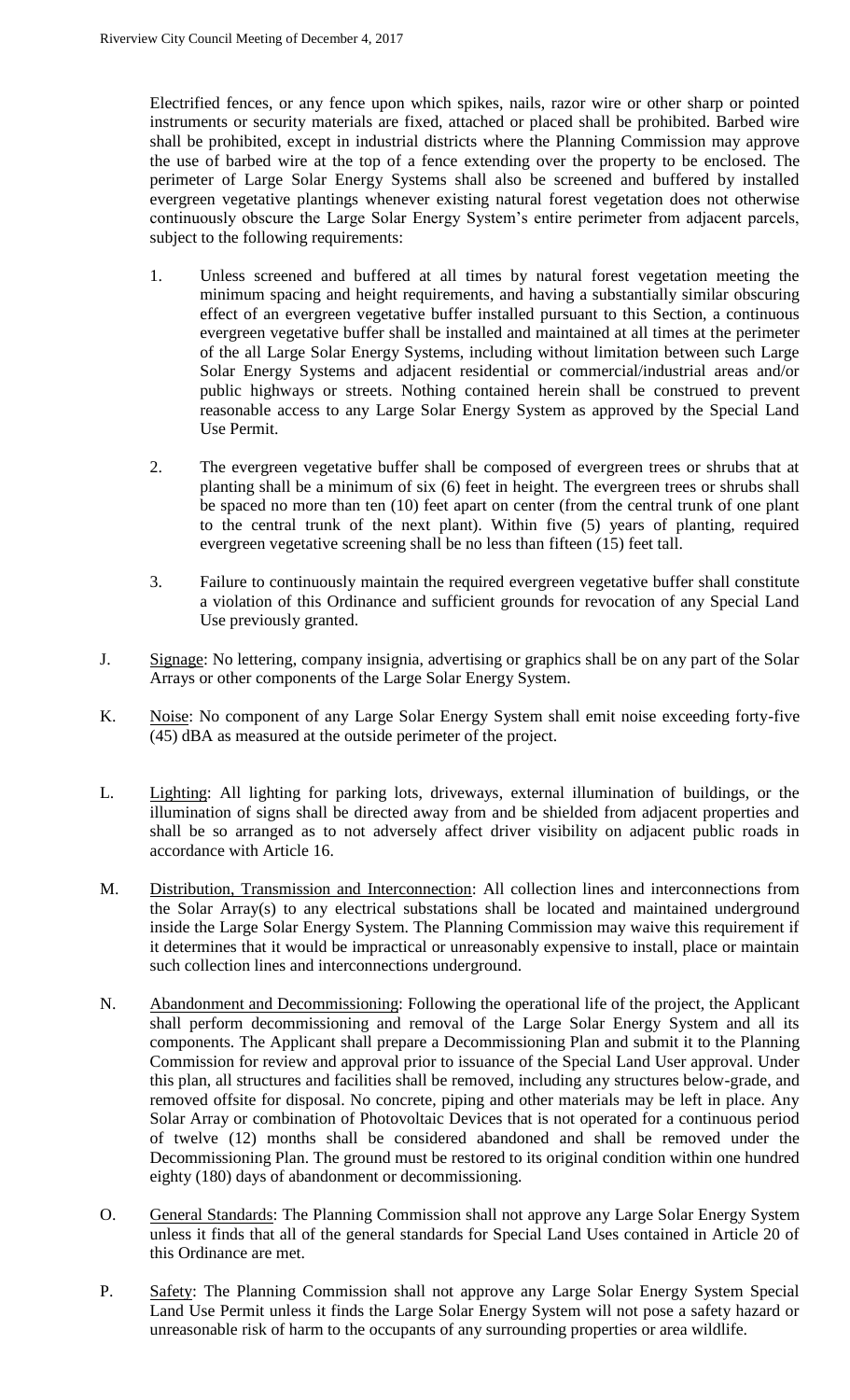Electrified fences, or any fence upon which spikes, nails, razor wire or other sharp or pointed instruments or security materials are fixed, attached or placed shall be prohibited. Barbed wire shall be prohibited, except in industrial districts where the Planning Commission may approve the use of barbed wire at the top of a fence extending over the property to be enclosed. The perimeter of Large Solar Energy Systems shall also be screened and buffered by installed evergreen vegetative plantings whenever existing natural forest vegetation does not otherwise continuously obscure the Large Solar Energy System's entire perimeter from adjacent parcels, subject to the following requirements:

1. Unless screened and buffered at all times by natural forest vegetation meeting the minimum spacing and height requirements, and having a substantially similar obscuring effect of an evergreen vegetative buffer installed pursuant to this Section, a continuous evergreen vegetative buffer shall be installed and maintained at all times at the perimeter of the all Large Solar Energy Systems, including without limitation between such Large Solar Energy Systems and adjacent residential or commercial/industrial areas and/or public highways or streets. Nothing contained herein shall be construed to prevent reasonable access to any Large Solar Energy System as approved by the Special Land Use Permit.

2. The evergreen vegetative buffer shall be composed of evergreen trees or shrubs that at planting shall be a minimum of six (6) feet in height. The evergreen trees or shrubs shall be spaced no more than ten (10) feet apart on center (from the central trunk of one plant to the central trunk of the next plant). Within five (5) years of planting, required evergreen vegetative screening shall be no less than fifteen (15) feet tall.

3. Failure to continuously maintain the required evergreen vegetative buffer shall constitute a violation of this Ordinance and sufficient grounds for revocation of any Special Land Use previously granted.

J. Signage: No lettering, company insignia, advertising or graphics shall be on any part of the Solar Arrays or other components of the Large Solar Energy System.

K. Noise: No component of any Large Solar Energy System shall emit noise exceeding forty-five (45) dBA as measured at the outside perimeter of the project.

L. Lighting: All lighting for parking lots, driveways, external illumination of buildings, or the illumination of signs shall be directed away from and be shielded from adjacent properties and shall be so arranged as to not adversely affect driver visibility on adjacent public roads in accordance with Article 16.

M. Distribution, Transmission and Interconnection: All collection lines and interconnections from the Solar Array(s) to any electrical substations shall be located and maintained underground inside the Large Solar Energy System. The Planning Commission may waive this requirement if it determines that it would be impractical or unreasonably expensive to install, place or maintain such collection lines and interconnections underground.

N. Abandonment and Decommissioning: Following the operational life of the project, the Applicant shall perform decommissioning and removal of the Large Solar Energy System and all its components. The Applicant shall prepare a Decommissioning Plan and submit it to the Planning Commission for review and approval prior to issuance of the Special Land User approval. Under this plan, all structures and facilities shall be removed, including any structures below-grade, and removed offsite for disposal. No concrete, piping and other materials may be left in place. Any Solar Array or combination of Photovoltaic Devices that is not operated for a continuous period of twelve (12) months shall be considered abandoned and shall be removed under the Decommissioning Plan. The ground must be restored to its original condition within one hundred eighty (180) days of abandonment or decommissioning.

O. General Standards: The Planning Commission shall not approve any Large Solar Energy System unless it finds that all of the general standards for Special Land Uses contained in Article 20 of this Ordinance are met.

P. Safety: The Planning Commission shall not approve any Large Solar Energy System Special Land Use Permit unless it finds the Large Solar Energy System will not pose a safety hazard or unreasonable risk of harm to the occupants of any surrounding properties or area wildlife.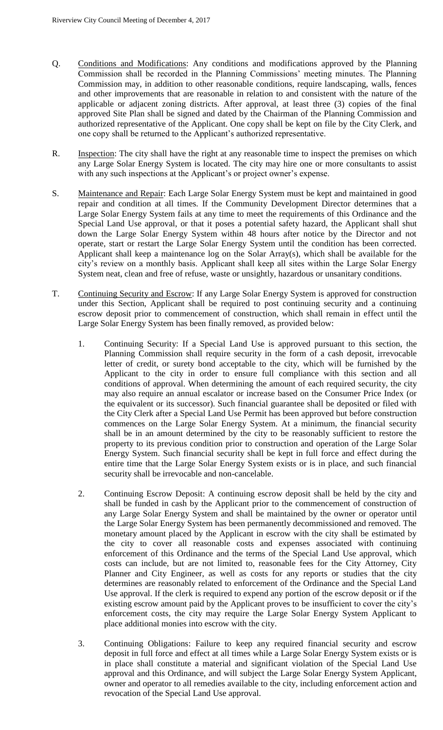Q. Conditions and Modifications: Any conditions and modifications approved by the Planning Commission shall be recorded in the Planning Commissions' meeting minutes. The Planning Commission may, in addition to other reasonable conditions, require landscaping, walls, fences and other improvements that are reasonable in relation to and consistent with the nature of the applicable or adjacent zoning districts. After approval, at least three (3) copies of the final approved Site Plan shall be signed and dated by the Chairman of the Planning Commission and authorized representative of the Applicant. One copy shall be kept on file by the City Clerk, and one copy shall be returned to the Applicant's authorized representative.

R. Inspection: The city shall have the right at any reasonable time to inspect the premises on which any Large Solar Energy System is located. The city may hire one or more consultants to assist with any such inspections at the Applicant's or project owner's expense.

S. Maintenance and Repair: Each Large Solar Energy System must be kept and maintained in good repair and condition at all times. If the Community Development Director determines that a Large Solar Energy System fails at any time to meet the requirements of this Ordinance and the Special Land Use approval, or that it poses a potential safety hazard, the Applicant shall shut down the Large Solar Energy System within 48 hours after notice by the Director and not operate, start or restart the Large Solar Energy System until the condition has been corrected. Applicant shall keep a maintenance log on the Solar Array(s), which shall be available for the city's review on a monthly basis. Applicant shall keep all sites within the Large Solar Energy System neat, clean and free of refuse, waste or unsightly, hazardous or unsanitary conditions.

T. Continuing Security and Escrow: If any Large Solar Energy System is approved for construction under this Section, Applicant shall be required to post continuing security and a continuing escrow deposit prior to commencement of construction, which shall remain in effect until the Large Solar Energy System has been finally removed, as provided below:

1. Continuing Security: If a Special Land Use is approved pursuant to this section, the Planning Commission shall require security in the form of a cash deposit, irrevocable letter of credit, or surety bond acceptable to the city, which will be furnished by the Applicant to the city in order to ensure full compliance with this section and all conditions of approval. When determining the amount of each required security, the city may also require an annual escalator or increase based on the Consumer Price Index (or the equivalent or its successor). Such financial guarantee shall be deposited or filed with the City Clerk after a Special Land Use Permit has been approved but before construction commences on the Large Solar Energy System. At a minimum, the financial security shall be in an amount determined by the city to be reasonably sufficient to restore the property to its previous condition prior to construction and operation of the Large Solar Energy System. Such financial security shall be kept in full force and effect during the entire time that the Large Solar Energy System exists or is in place, and such financial security shall be irrevocable and non-cancelable.

2. Continuing Escrow Deposit: A continuing escrow deposit shall be held by the city and shall be funded in cash by the Applicant prior to the commencement of construction of any Large Solar Energy System and shall be maintained by the owner or operator until the Large Solar Energy System has been permanently decommissioned and removed. The monetary amount placed by the Applicant in escrow with the city shall be estimated by the city to cover all reasonable costs and expenses associated with continuing enforcement of this Ordinance and the terms of the Special Land Use approval, which costs can include, but are not limited to, reasonable fees for the City Attorney, City Planner and City Engineer, as well as costs for any reports or studies that the city determines are reasonably related to enforcement of the Ordinance and the Special Land Use approval. If the clerk is required to expend any portion of the escrow deposit or if the existing escrow amount paid by the Applicant proves to be insufficient to cover the city's enforcement costs, the city may require the Large Solar Energy System Applicant to place additional monies into escrow with the city.

3. Continuing Obligations: Failure to keep any required financial security and escrow deposit in full force and effect at all times while a Large Solar Energy System exists or is in place shall constitute a material and significant violation of the Special Land Use approval and this Ordinance, and will subject the Large Solar Energy System Applicant, owner and operator to all remedies available to the city, including enforcement action and revocation of the Special Land Use approval.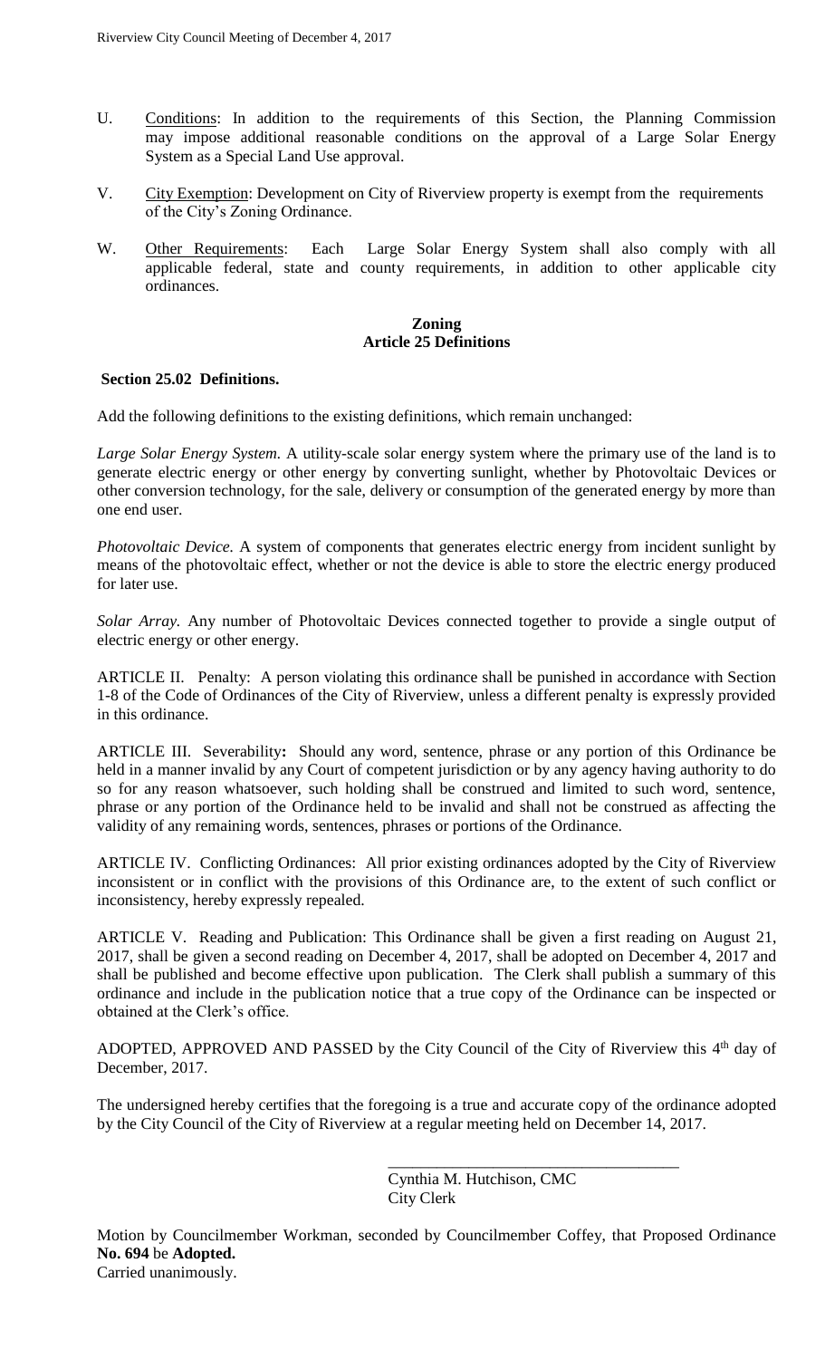U. Conditions: In addition to the requirements of this Section, the Planning Commission may impose additional reasonable conditions on the approval of a Large Solar Energy System as a Special Land Use approval.

V. City Exemption: Development on City of Riverview property is exempt from the requirements of the City's Zoning Ordinance.

W. Other Requirements: Each Large Solar Energy System shall also comply with all applicable federal, state and county requirements, in addition to other applicable city ordinances.

**Zoning**
**Article 25 Definitions**

**Section 25.02 Definitions.**

Add the following definitions to the existing definitions, which remain unchanged:

*Large Solar Energy System.* A utility-scale solar energy system where the primary use of the land is to generate electric energy or other energy by converting sunlight, whether by Photovoltaic Devices or other conversion technology, for the sale, delivery or consumption of the generated energy by more than one end user.

*Photovoltaic Device.* A system of components that generates electric energy from incident sunlight by means of the photovoltaic effect, whether or not the device is able to store the electric energy produced for later use.

*Solar Array.* Any number of Photovoltaic Devices connected together to provide a single output of electric energy or other energy.

ARTICLE II. Penalty: A person violating this ordinance shall be punished in accordance with Section 1-8 of the Code of Ordinances of the City of Riverview, unless a different penalty is expressly provided in this ordinance.

ARTICLE III. Severability**:** Should any word, sentence, phrase or any portion of this Ordinance be held in a manner invalid by any Court of competent jurisdiction or by any agency having authority to do so for any reason whatsoever, such holding shall be construed and limited to such word, sentence, phrase or any portion of the Ordinance held to be invalid and shall not be construed as affecting the validity of any remaining words, sentences, phrases or portions of the Ordinance.

ARTICLE IV. Conflicting Ordinances: All prior existing ordinances adopted by the City of Riverview inconsistent or in conflict with the provisions of this Ordinance are, to the extent of such conflict or inconsistency, hereby expressly repealed.

ARTICLE V. Reading and Publication: This Ordinance shall be given a first reading on August 21, 2017, shall be given a second reading on December 4, 2017, shall be adopted on December 4, 2017 and shall be published and become effective upon publication. The Clerk shall publish a summary of this ordinance and include in the publication notice that a true copy of the Ordinance can be inspected or obtained at the Clerk's office.

ADOPTED, APPROVED AND PASSED by the City Council of the City of Riverview this 4th day of December, 2017.

The undersigned hereby certifies that the foregoing is a true and accurate copy of the ordinance adopted by the City Council of the City of Riverview at a regular meeting held on December 14, 2017.

\_\_\_\_\_\_\_\_\_\_\_\_\_\_\_\_\_\_\_\_\_\_\_\_\_\_\_\_\_\_\_\_\_\_\_\_
Cynthia M. Hutchison, CMC
City Clerk

Motion by Councilmember Workman, seconded by Councilmember Coffey, that Proposed Ordinance **No. 694** be **Adopted.**
Carried unanimously.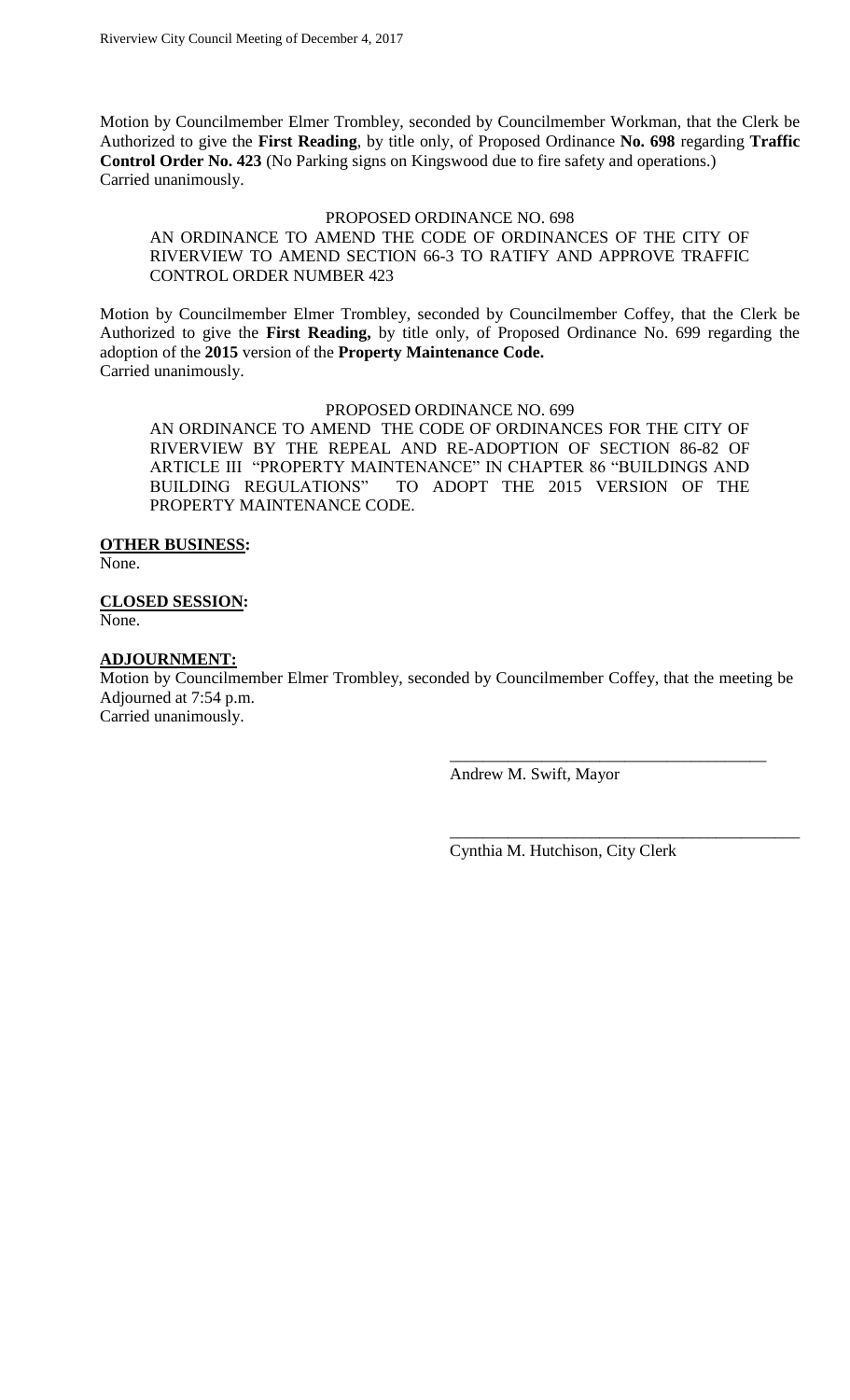Motion by Councilmember Elmer Trombley, seconded by Councilmember Workman, that the Clerk be Authorized to give the **First Reading**, by title only, of Proposed Ordinance **No. 698** regarding **Traffic Control Order No. 423** (No Parking signs on Kingswood due to fire safety and operations.)
Carried unanimously.

PROPOSED ORDINANCE NO. 698

AN ORDINANCE TO AMEND THE CODE OF ORDINANCES OF THE CITY OF RIVERVIEW TO AMEND SECTION 66-3 TO RATIFY AND APPROVE TRAFFIC CONTROL ORDER NUMBER 423

Motion by Councilmember Elmer Trombley, seconded by Councilmember Coffey, that the Clerk be Authorized to give the **First Reading,** by title only, of Proposed Ordinance No. 699 regarding the adoption of the **2015** version of the **Property Maintenance Code.**
Carried unanimously.

PROPOSED ORDINANCE NO. 699

AN ORDINANCE TO AMEND THE CODE OF ORDINANCES FOR THE CITY OF RIVERVIEW BY THE REPEAL AND RE-ADOPTION OF SECTION 86-82 OF ARTICLE III "PROPERTY MAINTENANCE" IN CHAPTER 86 "BUILDINGS AND BUILDING REGULATIONS" TO ADOPT THE 2015 VERSION OF THE PROPERTY MAINTENANCE CODE.

**OTHER BUSINESS:**

None.

**CLOSED SESSION:**

None.

**ADJOURNMENT:**

Motion by Councilmember Elmer Trombley, seconded by Councilmember Coffey, that the meeting be Adjourned at 7:54 p.m.
Carried unanimously.

\_\_\_\_\_\_\_\_\_\_\_\_\_\_\_\_\_\_\_\_\_\_\_\_\_\_\_\_\_\_\_\_\_\_\_\_\_\_

Andrew M. Swift, Mayor

\_\_\_\_\_\_\_\_\_\_\_\_\_\_\_\_\_\_\_\_\_\_\_\_\_\_\_\_\_\_\_\_\_\_\_\_\_\_\_\_\_\_

Cynthia M. Hutchison, City Clerk